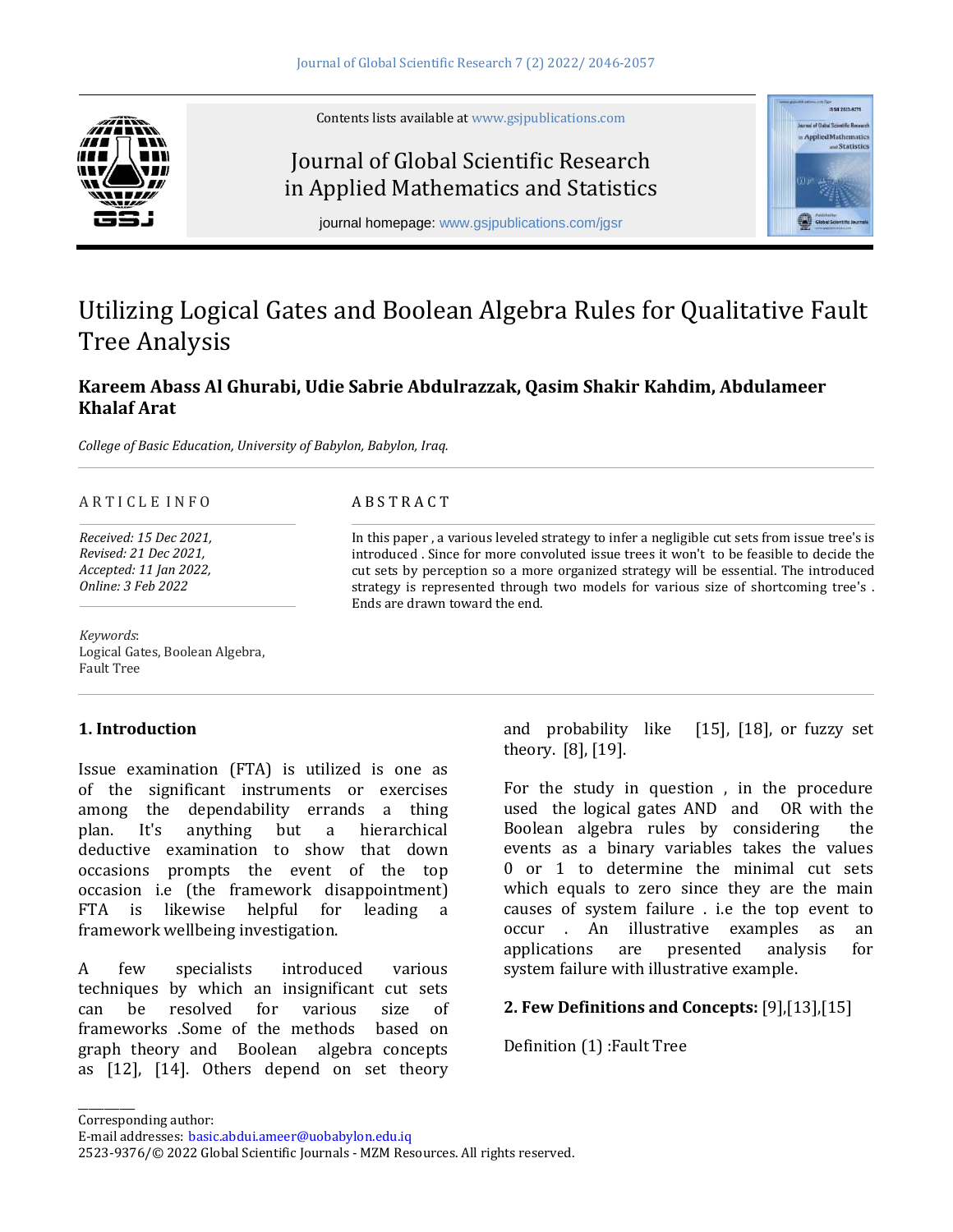Contents lists available at www.gsjpublications.com

Journal of Global Scientific Research in Applied Mathematics and Statistics

journal homepage: www.gsjpublications.com/jgsr

# Utilizing Logical Gates and Boolean Algebra Rules for Qualitative Fault Tree Analysis

**Kareem Abass Al Ghurabi, Udie Sabrie Abdulrazzak, Qasim Shakir Kahdim, Abdulameer Khalaf Arat**

*College of Basic Education, University of Babylon, Babylon, Iraq.*

ARTICLE INFO

*Received: 15 Dec 2021,*
*Revised: 21 Dec 2021,*
*Accepted: 11 Jan 2022,*
*Online: 3 Feb 2022*

*Keywords*:
Logical Gates, Boolean Algebra, Fault Tree

ABSTRACT

In this paper , a various leveled strategy to infer a negligible cut sets from issue tree's is introduced . Since for more convoluted issue trees it won't to be feasible to decide the cut sets by perception so a more organized strategy will be essential. The introduced strategy is represented through two models for various size of shortcoming tree's . Ends are drawn toward the end.

## 1. Introduction

Issue examination (FTA) is utilized is one as of the significant instruments or exercises among the dependability errands a thing plan. It's anything but a hierarchical deductive examination to show that down occasions prompts the event of the top occasion i.e (the framework disappointment) FTA is likewise helpful for leading a framework wellbeing investigation.

A few specialists introduced various techniques by which an insignificant cut sets can be resolved for various size of frameworks .Some of the methods based on graph theory and Boolean algebra concepts as [12], [14]. Others depend on set theory and probability like [15], [18], or fuzzy set theory. [8], [19].

For the study in question , in the procedure used the logical gates AND and OR with the Boolean algebra rules by considering the events as a binary variables takes the values 0 or 1 to determine the minimal cut sets which equals to zero since they are the main causes of system failure . i.e the top event to occur . An illustrative examples as an applications are presented analysis for system failure with illustrative example.

## 2. Few Definitions and Concepts: [9],[13],[15]

Definition (1) :Fault Tree

Corresponding author:
E-mail addresses: basic.abdui.ameer@uobabylon.edu.iq
2523-9376/© 2022 Global Scientific Journals - MZM Resources. All rights reserved.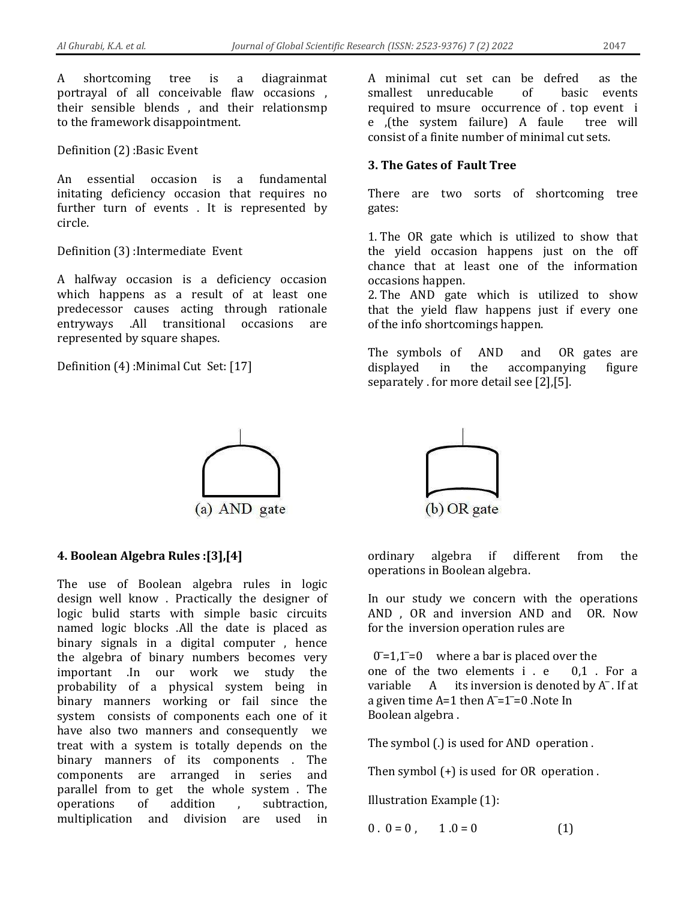A shortcoming tree is a diagrainmat portrayal of all conceivable flaw occasions , their sensible blends , and their relationsmp to the framework disappointment.

Definition (2) :Basic Event

An essential occasion is a fundamental initating deficiency occasion that requires no further turn of events . It is represented by circle.

Definition (3) :Intermediate Event

A halfway occasion is a deficiency occasion which happens as a result of at least one predecessor causes acting through rationale entryways .All transitional occasions are represented by square shapes.

Definition (4) :Minimal Cut Set: [17]

A minimal cut set can be defred as the smallest unreducable of basic events required to msure occurrence of . top event i e ,(the system failure) A faule tree will consist of a finite number of minimal cut sets.

**3. The Gates of Fault Tree**

There are two sorts of shortcoming tree gates:

1. The OR gate which is utilized to show that the yield occasion happens just on the off chance that at least one of the information occasions happen.
2. The AND gate which is utilized to show that the yield flaw happens just if every one of the info shortcomings happen.

The symbols of AND and OR gates are displayed in the accompanying figure separately . for more detail see [2],[5].

(a) AND gate

(b) OR gate

**4. Boolean Algebra Rules :[3],[4]**

The use of Boolean algebra rules in logic design well know . Practically the designer of logic bulid starts with simple basic circuits named logic blocks .All the date is placed as binary signals in a digital computer , hence the algebra of binary numbers becomes very important .In our work we study the probability of a physical system being in binary manners working or fail since the system consists of components each one of it have also two manners and consequently we treat with a system is totally depends on the binary manners of its components . The components are arranged in series and parallel from to get the whole system . The operations of addition , subtraction, multiplication and division are used in ordinary algebra if different from the operations in Boolean algebra.

In our study we concern with the operations AND , OR and inversion AND and OR. Now for the inversion operation rules are

$\bar{0}=1, \bar{1}=0$ where a bar is placed over the one of the two elements i . e 0,1 . For a variable A its inversion is denoted by $\bar{A}$ . If at a given time A=1 then $\bar{A}=\bar{1}=0$ .Note In Boolean algebra .

The symbol (.) is used for AND operation .

Then symbol (+) is used for OR operation .

Illustration Example (1):

$$0 \,.\, 0 = 0 \,, \quad 1 \,.0 = 0 \tag{1}$$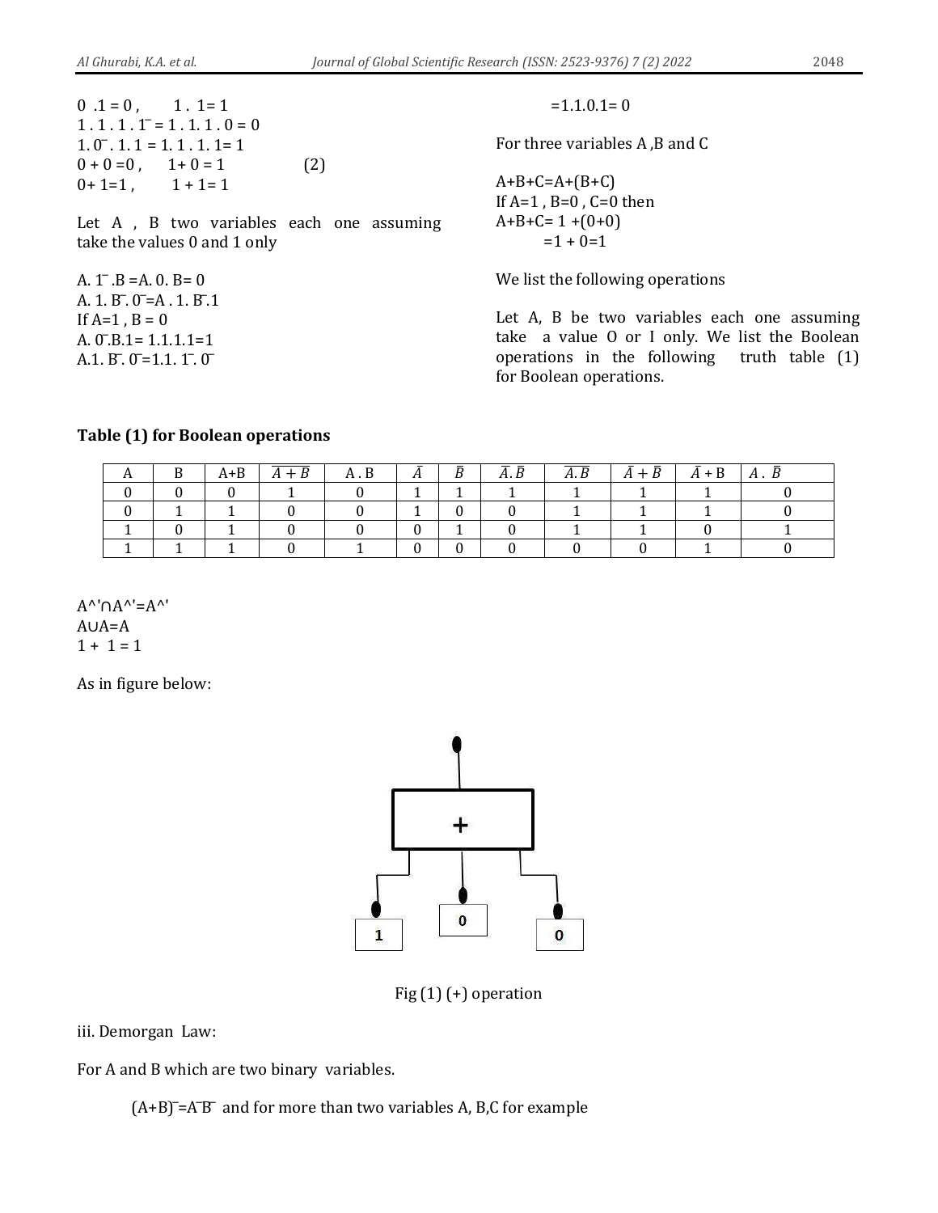$0 . 1 = 0$ , $1 . 1 = 1$

$1 . 1 . 1 . \bar{1} = 1 . 1. 1 . 0 = 0$

$1. \bar{0} . 1. 1 = 1. 1 . 1. 1 = 1$

$0 + 0 = 0$ , $1 + 0 = 1$ (2)

$0 + 1 = 1$ , $1 + 1 = 1$

Let A , B two variables each one assuming take the values 0 and 1 only

$A. \bar{1} .B = A. 0. B = 0$

$A. 1. \bar{B} . \bar{0} = A . 1. \bar{B} .1$

If $A=1$ , $B = 0$

$A. \bar{0} .B.1 = 1.1.1.1 = 1$

$A.1. \bar{B} . \bar{0} = 1.1. \bar{1} . \bar{0}$

$= 1.1.0.1 = 0$

For three variables A ,B and C

$A+B+C = A+(B+C)$

If $A=1$ , $B=0$ , $C=0$ then

$A+B+C = 1 + (0+0)$

$= 1 + 0 = 1$

We list the following operations

Let A, B be two variables each one assuming take a value O or I only. We list the Boolean operations in the following truth table (1) for Boolean operations.

**Table (1) for Boolean operations**

| A | B | A+B | $\overline{A+B}$ | A . B | $\bar{A}$ | $\bar{B}$ | $\bar{A}.\bar{B}$ | $\overline{A.B}$ | $\bar{A}+\bar{B}$ | $\bar{A}$ + B | $A\ .\ \bar{B}$ |
|---|---|---|---|---|---|---|---|---|---|---|---|
| 0 | 0 | 0 | 1 | 0 | 1 | 1 | 1 | 1 | 1 | 1 | 0 |
| 0 | 1 | 1 | 0 | 0 | 1 | 0 | 0 | 1 | 1 | 1 | 0 |
| 1 | 0 | 1 | 0 | 0 | 0 | 1 | 0 | 1 | 1 | 0 | 1 |
| 1 | 1 | 1 | 0 | 1 | 0 | 0 | 0 | 0 | 0 | 1 | 0 |

A^'∩A^'=A^'

A∪A=A

$1 + 1 = 1$

As in figure below:

+

1

0

0

Fig (1) (+) operation

iii. Demorgan Law:

For A and B which are two binary variables.

$\overline{(A+B)} = \bar{A}\bar{B}$ and for more than two variables A, B,C for example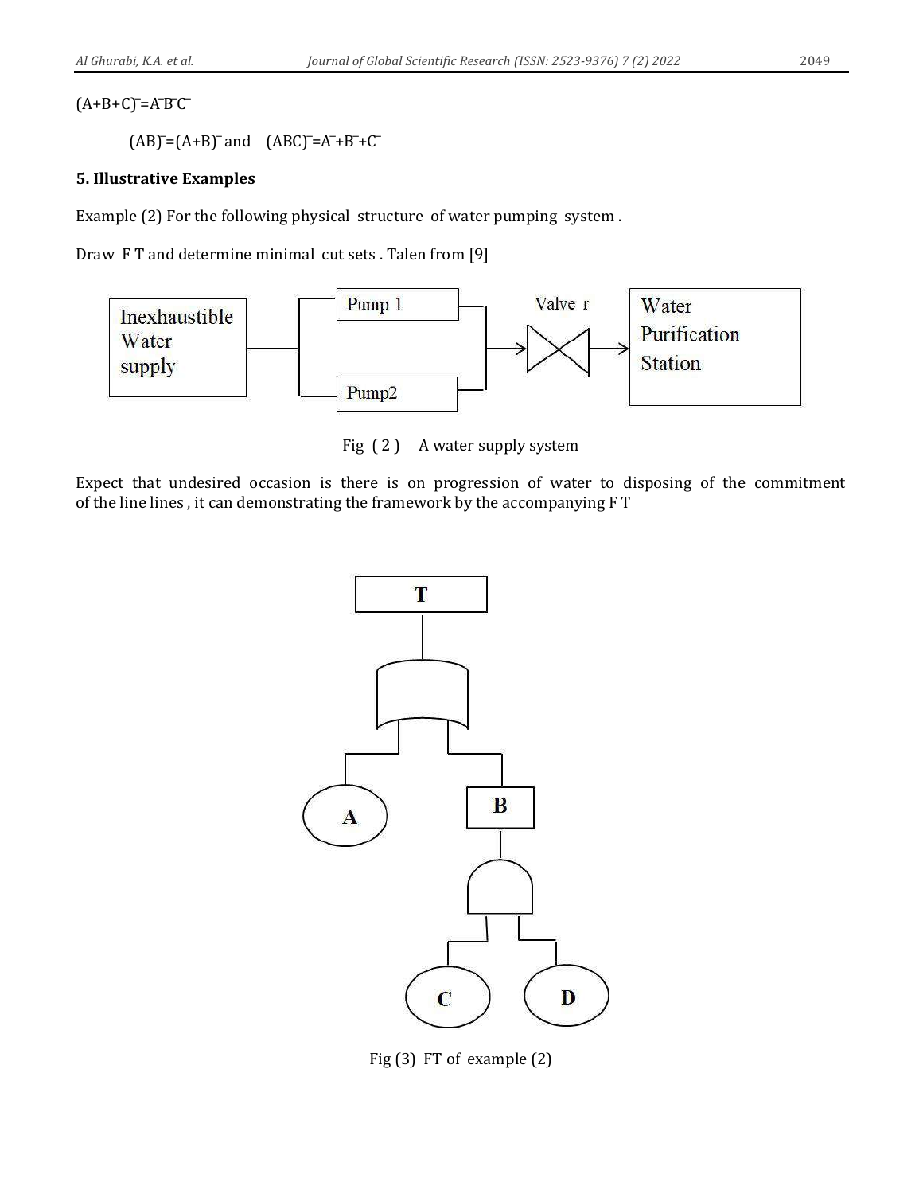$(A+B+C)^{-}=A^{-}B^{-}C^{-}$

$(AB)^{-}=(A+B)^{-}$ and $(ABC)^{-}=A^{-}+B^{-}+C^{-}$

### 5. Illustrative Examples

Example (2) For the following physical structure of water pumping system .

Draw F T and determine minimal cut sets . Talen from [9]

Inexhaustible Water supply

Pump 1

Pump2

Valve r

Water Purification Station

Fig ( 2 ) A water supply system

Expect that undesired occasion is there is on progression of water to disposing of the commitment of the line lines , it can demonstrating the framework by the accompanying F T

T

A

B

C

D

Fig (3) FT of example (2)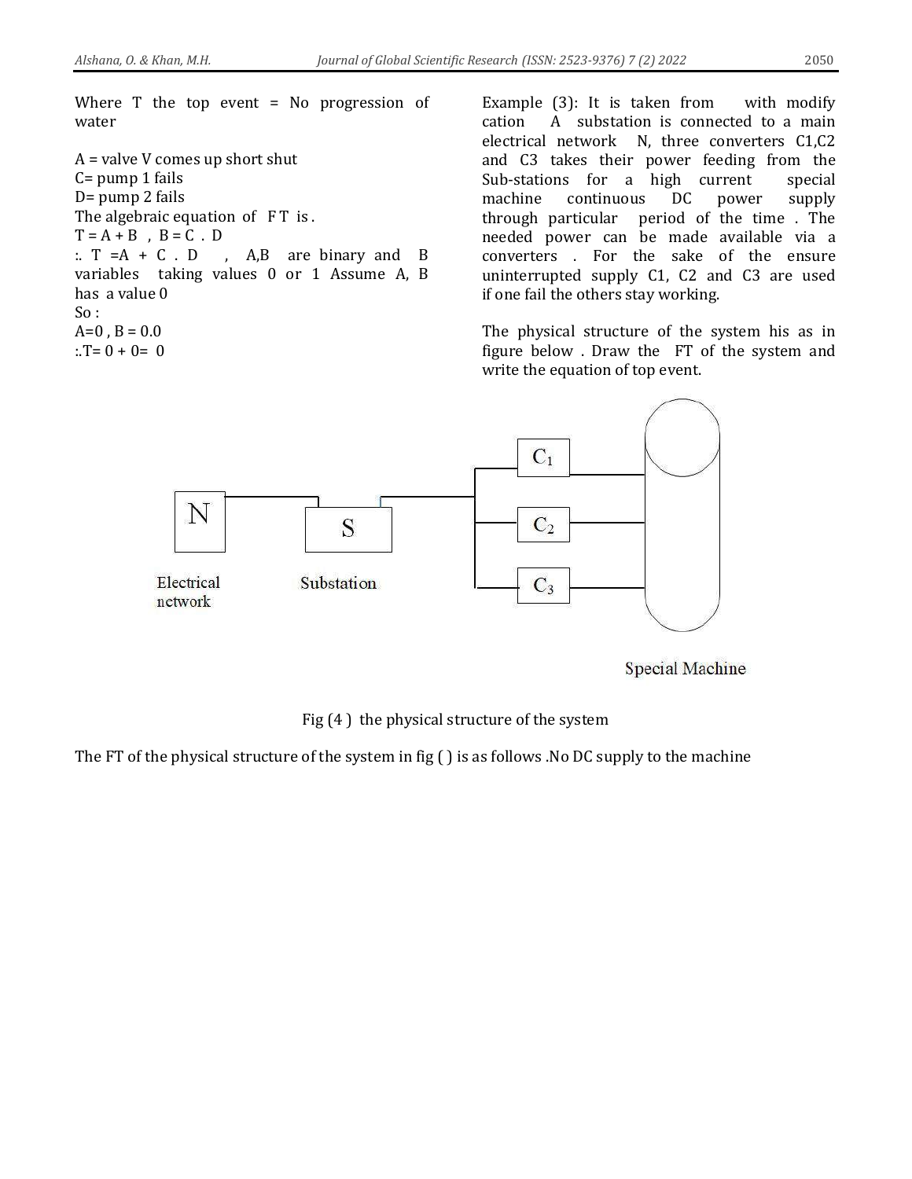Where T the top event = No progression of water

A = valve V comes up short shut
C= pump 1 fails
D= pump 2 fails
The algebraic equation of F T is .
$T = A + B$ , $B = C . D$
:. $T = A + C . D$ , A,B are binary and B variables taking values 0 or 1 Assume A, B has a value 0
So :
$A=0$ , $B = 0.0$
:.$T= 0 + 0= 0$

Example (3): It is taken from with modify cation A substation is connected to a main electrical network N, three converters C1,C2 and C3 takes their power feeding from the Sub-stations for a high current special machine continuous DC power supply through particular period of the time . The needed power can be made available via a converters . For the sake of the ensure uninterrupted supply C1, C2 and C3 are used if one fail the others stay working.

The physical structure of the system his as in figure below . Draw the FT of the system and write the equation of top event.

N
Electrical network
S
Substation
$C_1$
$C_2$
$C_3$
Special Machine

Fig (4 ) the physical structure of the system

The FT of the physical structure of the system in fig ( ) is as follows .No DC supply to the machine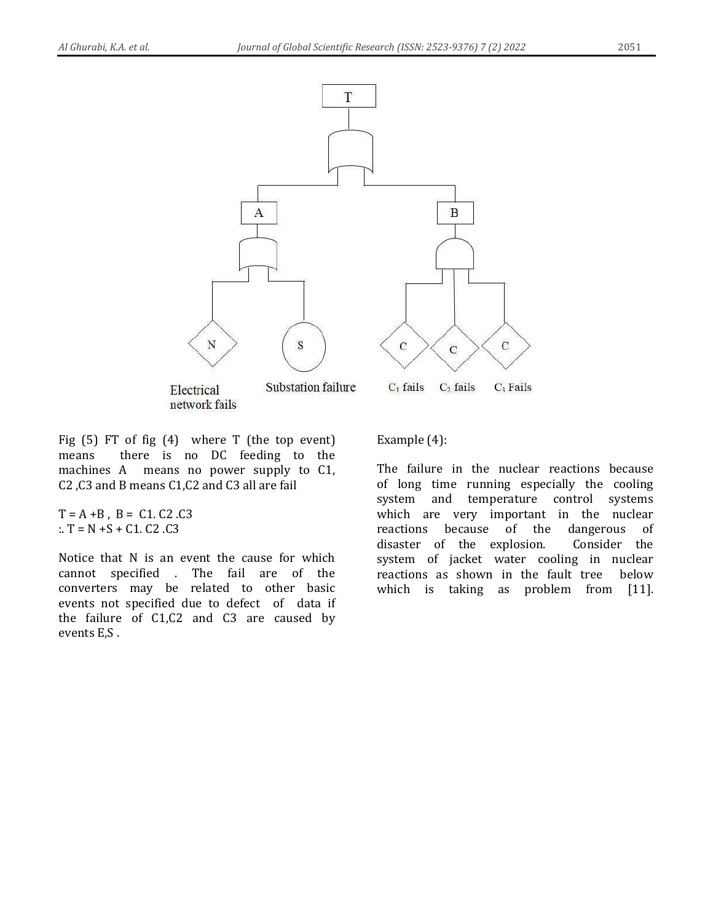T

A

B

N

S

C

C

C

Electrical network fails

Substation failure

$C_1$ fails

$C_2$ fails

$C_3$ Fails

Fig (5) FT of fig (4) where T (the top event) means there is no DC feeding to the machines A means no power supply to C1, C2 ,C3 and B means C1,C2 and C3 all are fail

$T = A + B$ , $B = C1 . C2 . C3$

$\therefore T = N + S + C1 . C2 . C3$

Notice that N is an event the cause for which cannot specified . The fail are of the converters may be related to other basic events not specified due to defect of data if the failure of C1,C2 and C3 are caused by events E,S .

Example (4):

The failure in the nuclear reactions because of long time running especially the cooling system and temperature control systems which are very important in the nuclear reactions because of the dangerous of disaster of the explosion. Consider the system of jacket water cooling in nuclear reactions as shown in the fault tree below which is taking as problem from [11].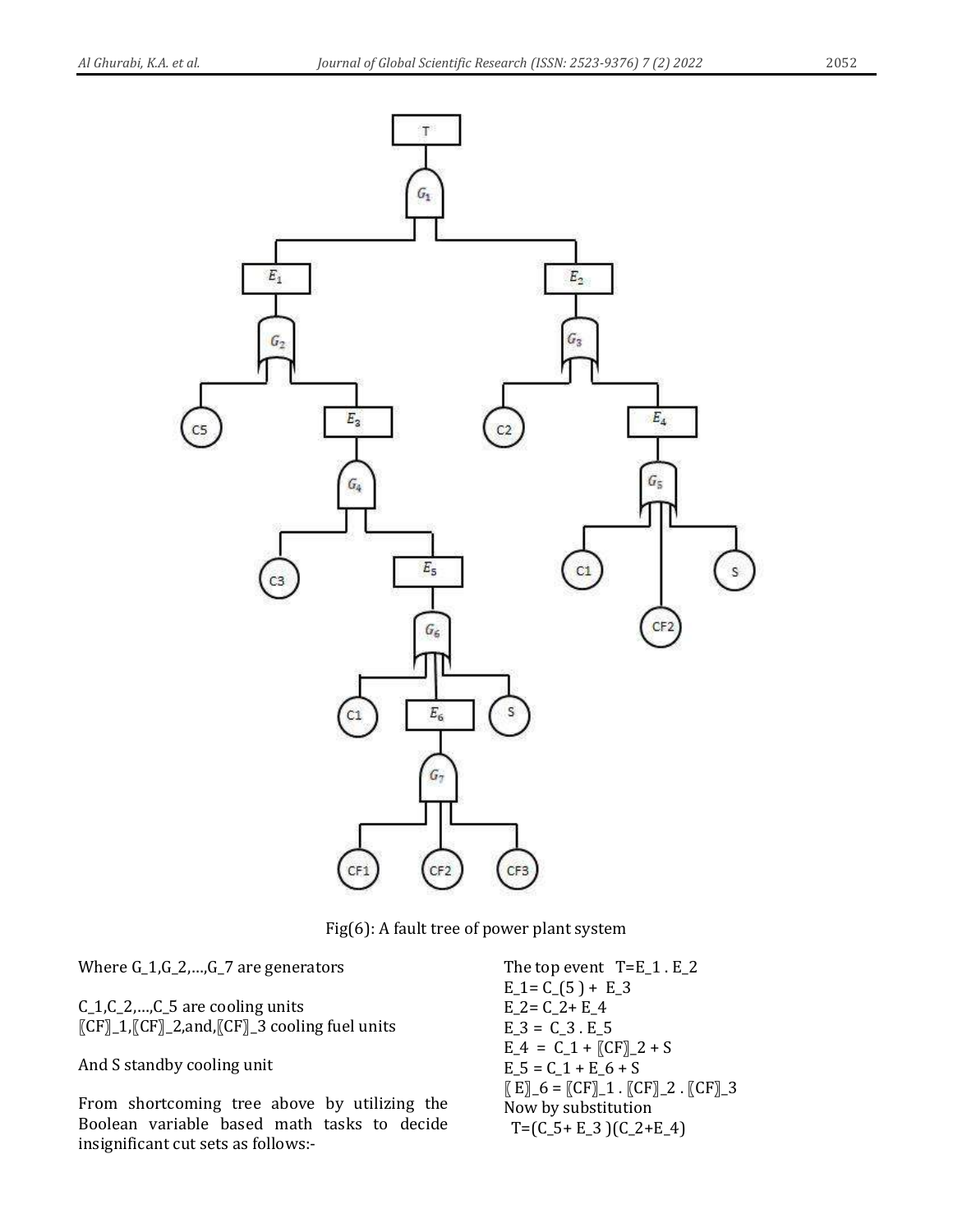T

$G_1$

$E_1$ $E_2$

$G_2$ $G_3$

C5 $E_3$ C2 $E_4$

$G_4$ $G_5$

C3 $E_5$ C1 S

CF2

$G_6$

C1 $E_6$ S

$G_7$

CF1 CF2 CF3

Fig(6): A fault tree of power plant system

Where $G_1, G_2, \ldots, G_7$ are generators

$C_1, C_2, \ldots, C_5$ are cooling units $CF_1, CF_2$, and, $CF_3$ cooling fuel units

And S standby cooling unit

From shortcoming tree above by utilizing the Boolean variable based math tasks to decide insignificant cut sets as follows:-

The top event $T = E_1 . E_2$

$E_1 = C_5 + E_3$

$E_2 = C_2 + E_4$

$E_3 = C_3 . E_5$

$E_4 = C_1 + CF_2 + S$

$E_5 = C_1 + E_6 + S$

$E_6 = CF_1 . CF_2 . CF_3$

Now by substitution

$T = (C_5 + E_3)(C_2 + E_4)$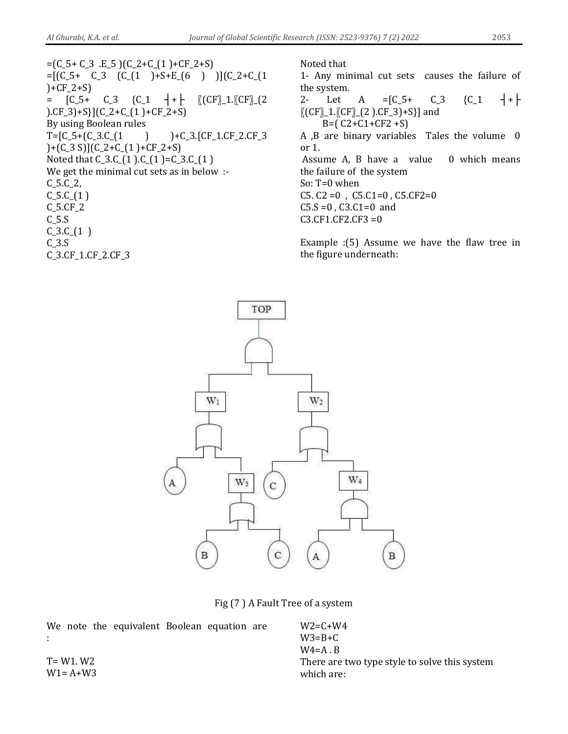$=(C_5+ C_3 .E_5)(C_2+C_1+CF_2+S)$

$=[(C_5+ C_3 (C_1+S+E_6))](C_2+C_1+CF_2+S)$

$= [C_5+ C_3 \{C_1 + (CF_1.CF_2.CF_3)+S\}](C_2+C_1+CF_2+S)$

By using Boolean rules

$T=[C_5+(C_3.C_1)+C_3.[CF_1.CF_2.CF_3)+(C_3 S)](C_2+C_1+CF_2+S)$

Noted that $C_3.C_1.C_1=C_3.C_1$

We get the minimal cut sets as in below :-

$C_5.C_2$,

$C_5.C_1$

$C_5.CF_2$

$C_5.S$

$C_3.C_1$

$C_3.S$

$C_3.CF_1.CF_2.CF_3$

Noted that

1- Any minimal cut sets causes the failure of the system.

2- Let $A =[C_5+ C_3 \{C_1 + (CF_1.CF_2.CF_3)+S\}]$ and

$B=(C2+C1+CF2+S)$

A ,B are binary variables Tales the volume 0 or 1.

Assume A, B have a value 0 which means the failure of the system

So: T=0 when

$C5.C2=0$ , $C5.C1=0$ , $C5.CF2=0$

$C5.S=0$ , $C3.C1=0$ and

$C3.CF1.CF2.CF3=0$

Example :(5) Assume we have the flaw tree in the figure underneath:

TOP

W1

W2

A

W3

C

W4

B

C

A

B

Fig (7 ) A Fault Tree of a system

We note the equivalent Boolean equation are :

$T= W1. W2$

$W1= A+W3$

$W2=C+W4$

$W3=B+C$

$W4=A . B$

There are two type style to solve this system which are: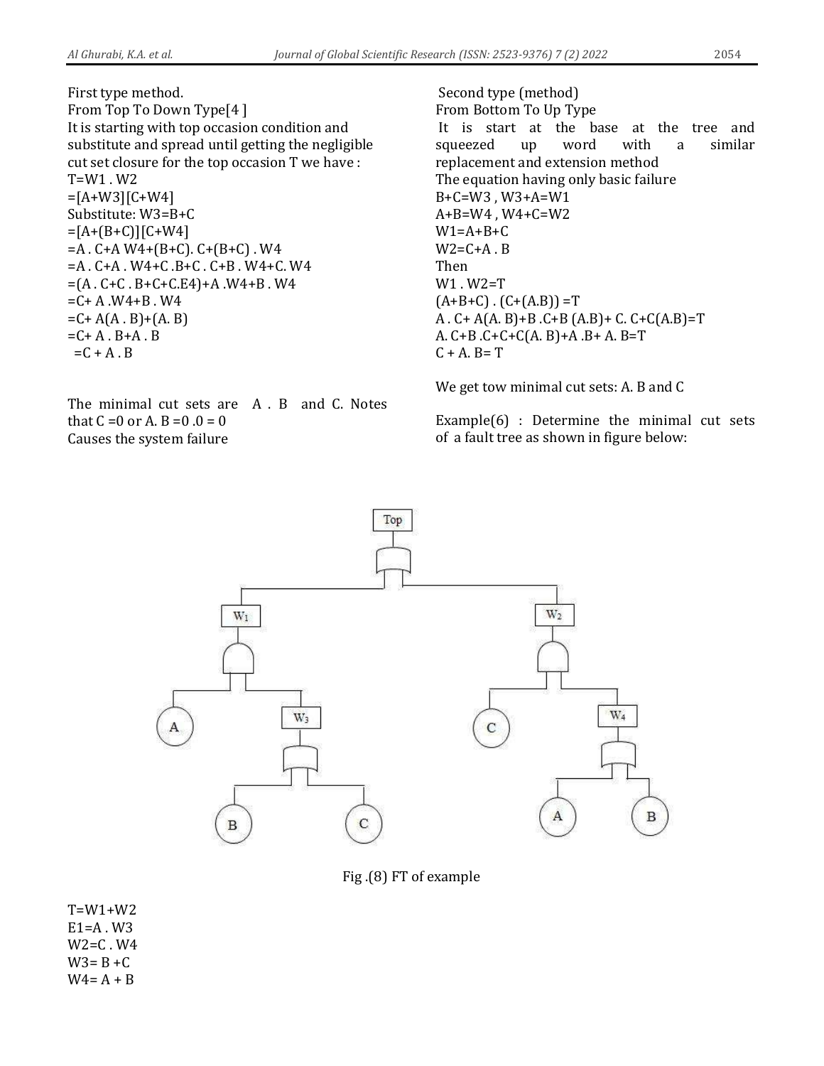First type method.

From Top To Down Type[4 ]

It is starting with top occasion condition and substitute and spread until getting the negligible cut set closure for the top occasion T we have :

T=W1 . W2

=[A+W3][C+W4]

Substitute: W3=B+C

=[A+(B+C)][C+W4]

=A . C+A W4+(B+C). C+(B+C) . W4

=A . C+A . W4+C .B+C . C+B . W4+C. W4

=(A . C+C . B+C+C.E4)+A .W4+B . W4

=C+ A .W4+B . W4

=C+ A(A . B)+(A. B)

=C+ A . B+A . B

=C + A . B

The minimal cut sets are A . B and C. Notes that C =0 or A. B =0 .0 = 0 Causes the system failure

Second type (method)

From Bottom To Up Type

It is start at the base at the tree and squeezed up word with a similar replacement and extension method

The equation having only basic failure

B+C=W3 , W3+A=W1

A+B=W4 , W4+C=W2

W1=A+B+C

W2=C+A . B

Then

W1 . W2=T

(A+B+C) . (C+(A.B)) =T

A . C+ A(A. B)+B .C+B (A.B)+ C. C+C(A.B)=T

A. C+B .C+C+C(A. B)+A .B+ A. B=T

C + A. B= T

We get tow minimal cut sets: A. B and C

Example(6) : Determine the minimal cut sets of a fault tree as shown in figure below:

Top
W1
W2
A
W3
C
W4
B
C
A
B

Fig .(8) FT of example

T=W1+W2

E1=A . W3

W2=C . W4

W3= B +C

W4= A + B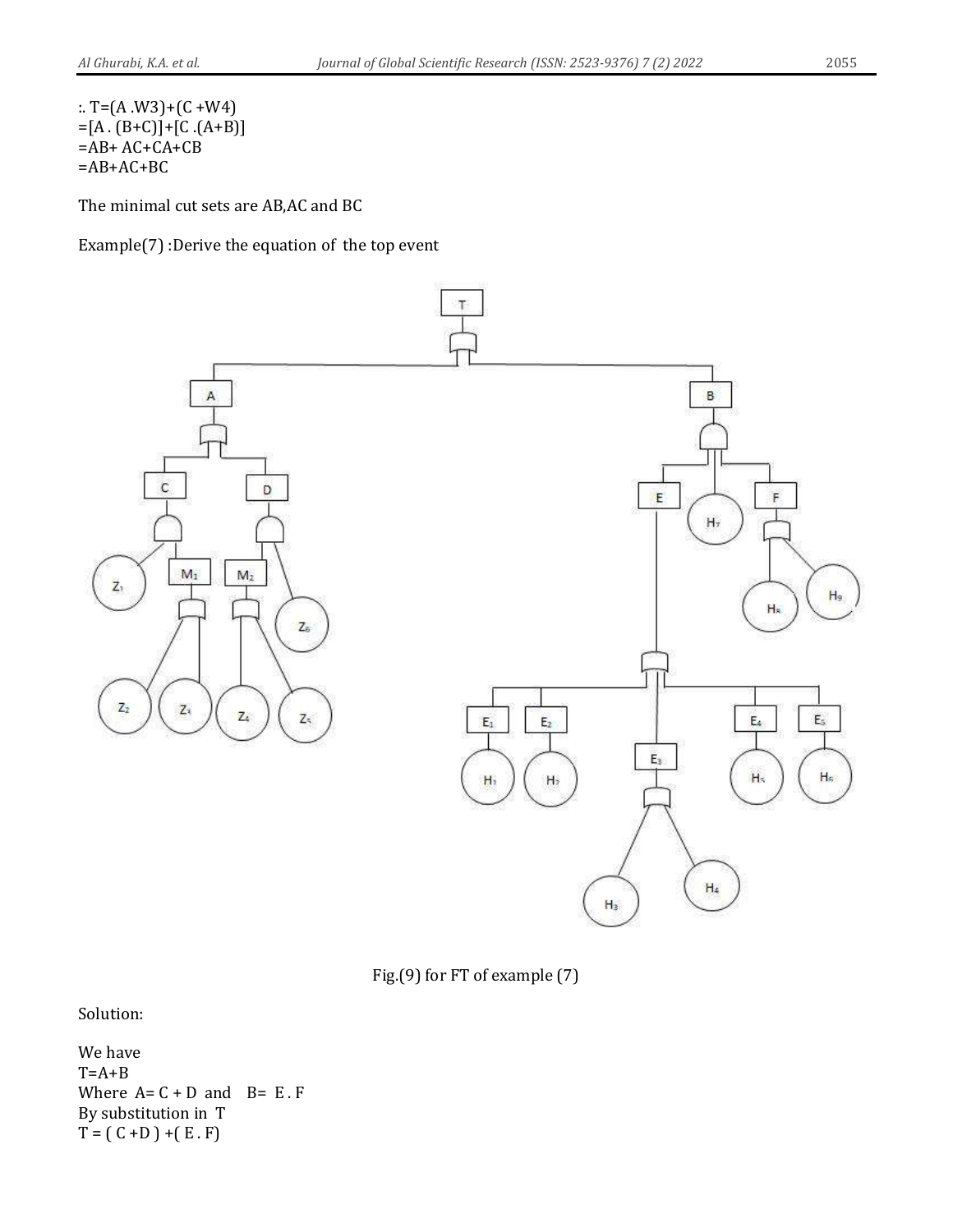$\therefore T=(A .W3)+(C +W4)$
$=[A . (B+C)]+[C .(A+B)]$
$=AB+ AC+CA+CB$
$=AB+AC+BC$

The minimal cut sets are AB,AC and BC

Example(7) :Derive the equation of the top event

Fig.(9) for FT of example (7)

Solution:

We have
$T=A+B$
Where $A= C + D$ and $B= E . F$
By substitution in T
$T = ( C +D ) +( E . F)$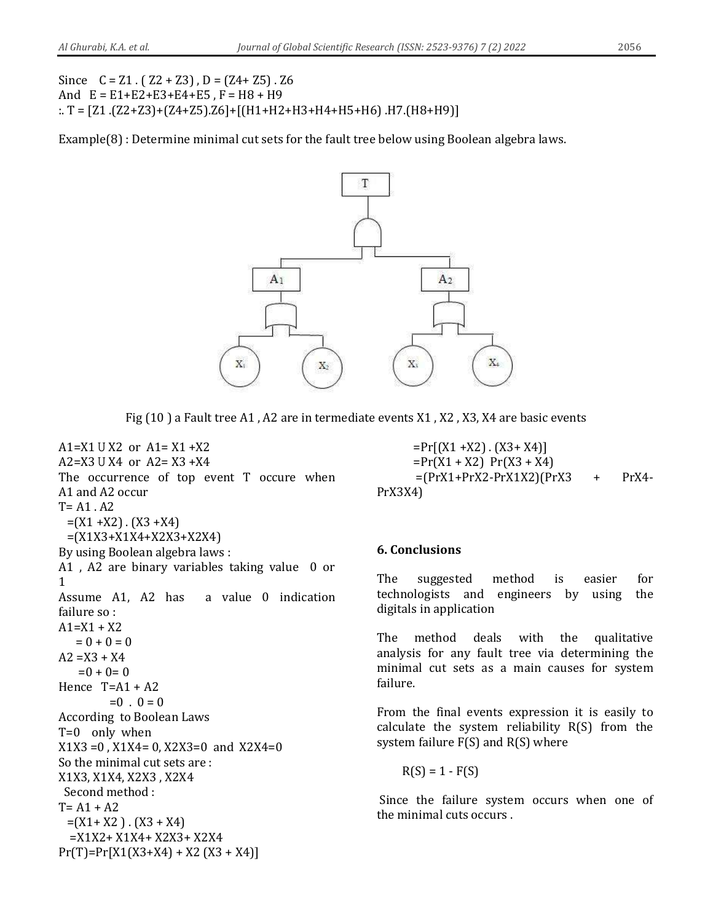Since $C = Z1 . ( Z2 + Z3 )$ , $D = (Z4+ Z5) . Z6$
And $E = E1+E2+E3+E4+E5$ , $F = H8 + H9$
:. $T = [Z1 .(Z2+Z3)+(Z4+Z5).Z6]+[(H1+H2+H3+H4+H5+H6) .H7.(H8+H9)]$

Example(8) : Determine minimal cut sets for the fault tree below using Boolean algebra laws.

T

A1

A2

X1

X2

X3

X4

Fig (10 ) a Fault tree A1 , A2 are in termediate events X1 , X2 , X3, X4 are basic events

$A1=X1 \cup X2$ or $A1= X1 +X2$
$A2=X3 \cup X4$ or $A2= X3 +X4$
The occurrence of top event T occure when A1 and A2 occur
$T= A1 . A2$
$=(X1 +X2) . (X3 +X4)$
$=(X1X3+X1X4+X2X3+X2X4)$
By using Boolean algebra laws :
A1 , A2 are binary variables taking value 0 or 1
Assume A1, A2 has a value 0 indication failure so :
$A1=X1 + X2$
$= 0 + 0 = 0$
$A2 =X3 + X4$
$=0 + 0= 0$
Hence $T=A1 + A2$
$=0 . 0 = 0$
According to Boolean Laws
T=0 only when
$X1X3 =0$ , $X1X4= 0$, $X2X3=0$ and $X2X4=0$
So the minimal cut sets are :
X1X3, X1X4, X2X3 , X2X4
Second method :
$T= A1 + A2$
$=(X1+ X2 ) . (X3 + X4)$
$=X1X2+ X1X4+ X2X3+ X2X4$
$Pr(T)=Pr[X1(X3+X4) + X2 (X3 + X4)]$
$=Pr[(X1 +X2) . (X3+ X4)]$
$=Pr(X1 + X2) \; Pr(X3 + X4)$
$=(PrX1+PrX2-PrX1X2)(PrX3 + PrX4-PrX3X4)$

## 6. Conclusions

The suggested method is easier for technologists and engineers by using the digitals in application

The method deals with the qualitative analysis for any fault tree via determining the minimal cut sets as a main causes for system failure.

From the final events expression it is easily to calculate the system reliability R(S) from the system failure F(S) and R(S) where

$R(S) = 1 - F(S)$

Since the failure system occurs when one of the minimal cuts occurs .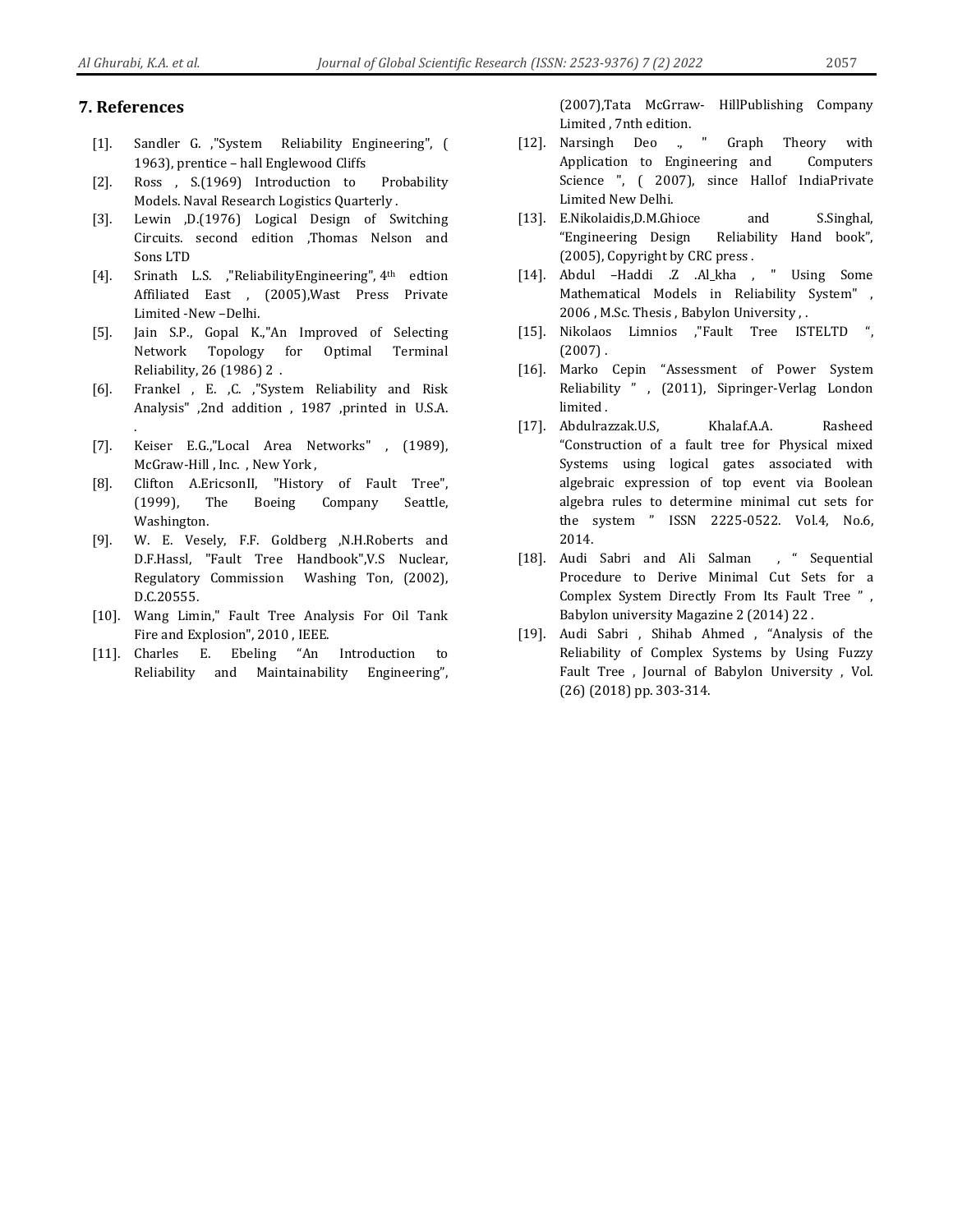## 7. References

[1]. Sandler G. ,"System Reliability Engineering", ( 1963), prentice – hall Englewood Cliffs

[2]. Ross , S.(1969) Introduction to Probability Models. Naval Research Logistics Quarterly .

[3]. Lewin ,D.(1976) Logical Design of Switching Circuits. second edition ,Thomas Nelson and Sons LTD

[4]. Srinath L.S. ,"ReliabilityEngineering", 4th edtion Affiliated East , (2005),Wast Press Private Limited -New –Delhi.

[5]. Jain S.P., Gopal K.,"An Improved of Selecting Network Topology for Optimal Terminal Reliability, 26 (1986) 2 .

[6]. Frankel , E. ,C. ,"System Reliability and Risk Analysis" ,2nd addition , 1987 ,printed in U.S.A. .

[7]. Keiser E.G.,"Local Area Networks" , (1989), McGraw-Hill , Inc. , New York ,

[8]. Clifton A.EricsonII, "History of Fault Tree", (1999), The Boeing Company Seattle, Washington.

[9]. W. E. Vesely, F.F. Goldberg ,N.H.Roberts and D.F.Hassl, "Fault Tree Handbook",V.S Nuclear, Regulatory Commission Washing Ton, (2002), D.C.20555.

[10]. Wang Limin," Fault Tree Analysis For Oil Tank Fire and Explosion", 2010 , IEEE.

[11]. Charles E. Ebeling "An Introduction to Reliability and Maintainability Engineering", (2007),Tata McGrraw- HillPublishing Company Limited , 7nth edition.

[12]. Narsingh Deo ., " Graph Theory with Application to Engineering and Computers Science ", ( 2007), since Hallof IndiaPrivate Limited New Delhi.

[13]. E.Nikolaidis,D.M.Ghioce and S.Singhal, "Engineering Design Reliability Hand book", (2005), Copyright by CRC press .

[14]. Abdul –Haddi .Z .Al_kha , " Using Some Mathematical Models in Reliability System" , 2006 , M.Sc. Thesis , Babylon University , .

[15]. Nikolaos Limnios ,"Fault Tree ISTELTD ", (2007) .

[16]. Marko Cepin "Assessment of Power System Reliability " , (2011), Sipringer-Verlag London limited .

[17]. Abdulrazzak.U.S, Khalaf.A.A. Rasheed "Construction of a fault tree for Physical mixed Systems using logical gates associated with algebraic expression of top event via Boolean algebra rules to determine minimal cut sets for the system " ISSN 2225-0522. Vol.4, No.6, 2014.

[18]. Audi Sabri and Ali Salman , " Sequential Procedure to Derive Minimal Cut Sets for a Complex System Directly From Its Fault Tree " , Babylon university Magazine 2 (2014) 22 .

[19]. Audi Sabri , Shihab Ahmed , "Analysis of the Reliability of Complex Systems by Using Fuzzy Fault Tree , Journal of Babylon University , Vol. (26) (2018) pp. 303-314.